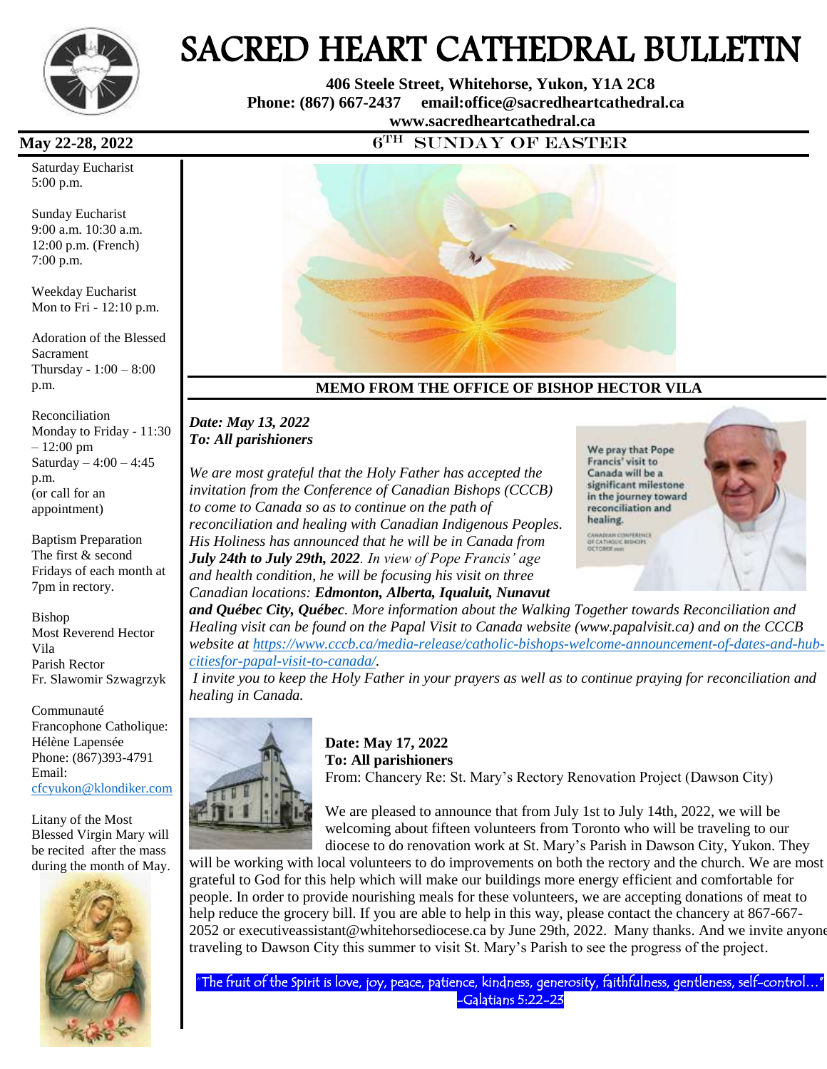# SACRED HEART CATHEDRAL BULLETIN

**406 Steele Street, Whitehorse, Yukon, Y1A 2C8**
**Phone: (867) 667-2437 email:office@sacredheartcathedral.ca**
**www.sacredheartcathedral.ca**

**May 22-28, 2022**

## 6TH SUNDAY OF EASTER

Saturday Eucharist
5:00 p.m.

Sunday Eucharist
9:00 a.m. 10:30 a.m.
12:00 p.m. (French)
7:00 p.m.

Weekday Eucharist
Mon to Fri - 12:10 p.m.

Adoration of the Blessed Sacrament
Thursday - 1:00 – 8:00 p.m.

Reconciliation
Monday to Friday - 11:30 – 12:00 pm
Saturday – 4:00 – 4:45 p.m.
(or call for an appointment)

Baptism Preparation
The first & second Fridays of each month at 7pm in rectory.

Bishop
Most Reverend Hector Vila
Parish Rector
Fr. Slawomir Szwagrzyk

Communauté Francophone Catholique:
Hélène Lapensée
Phone: (867)393-4791
Email:
cfcyukon@klondiker.com

Litany of the Most Blessed Virgin Mary will be recited after the mass during the month of May.

### MEMO FROM THE OFFICE OF BISHOP HECTOR VILA

*Date: May 13, 2022*
*To: All parishioners*

We pray that Pope Francis' visit to Canada will be a significant milestone in the journey toward reconciliation and healing.
CANADIAN CONFERENCE OF CATHOLIC BISHOPS OCTOBER 2021

*We are most grateful that the Holy Father has accepted the invitation from the Conference of Canadian Bishops (CCCB) to come to Canada so as to continue on the path of reconciliation and healing with Canadian Indigenous Peoples. His Holiness has announced that he will be in Canada from **July 24th to July 29th, 2022**. In view of Pope Francis' age and health condition, he will be focusing his visit on three Canadian locations: **Edmonton, Alberta, Iqualuit, Nunavut and Québec City, Québec**. More information about the Walking Together towards Reconciliation and Healing visit can be found on the Papal Visit to Canada website (www.papalvisit.ca) and on the CCCB website at https://www.cccb.ca/media-release/catholic-bishops-welcome-announcement-of-dates-and-hub-citiesfor-papal-visit-to-canada/.*

*I invite you to keep the Holy Father in your prayers as well as to continue praying for reconciliation and healing in Canada.*

**Date: May 17, 2022**
**To: All parishioners**
From: Chancery Re: St. Mary's Rectory Renovation Project (Dawson City)

We are pleased to announce that from July 1st to July 14th, 2022, we will be welcoming about fifteen volunteers from Toronto who will be traveling to our diocese to do renovation work at St. Mary's Parish in Dawson City, Yukon. They will be working with local volunteers to do improvements on both the rectory and the church. We are most grateful to God for this help which will make our buildings more energy efficient and comfortable for people. In order to provide nourishing meals for these volunteers, we are accepting donations of meat to help reduce the grocery bill. If you are able to help in this way, please contact the chancery at 867-667-2052 or executiveassistant@whitehorsediocese.ca by June 29th, 2022. Many thanks. And we invite anyone traveling to Dawson City this summer to visit St. Mary's Parish to see the progress of the project.

"The fruit of the Spirit is love, joy, peace, patience, kindness, generosity, faithfulness, gentleness, self-control…"
-Galatians 5:22-23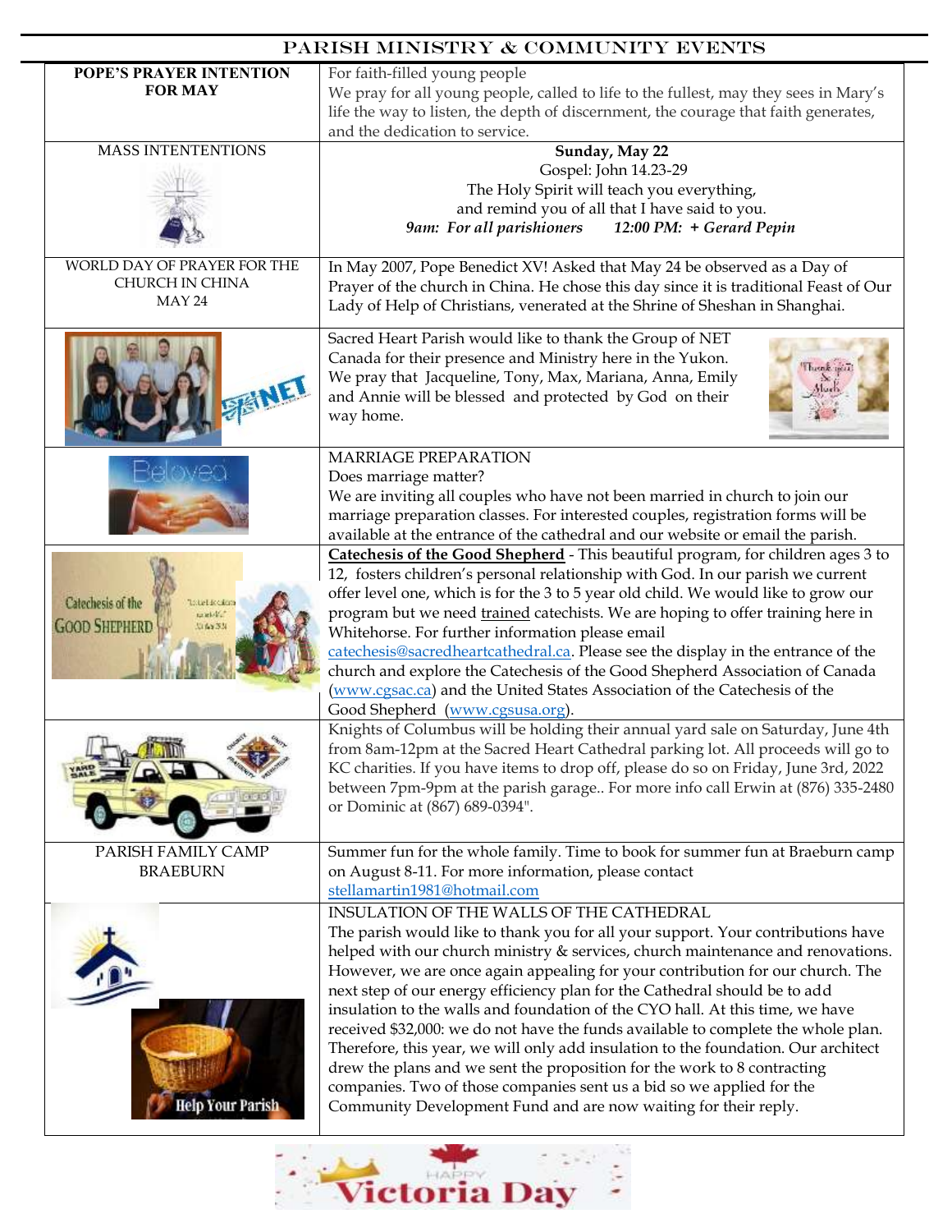# PARISH MINISTRY & COMMUNITY EVENTS

| | |
|---|---|
| **POPE'S PRAYER INTENTION FOR MAY** | For faith-filled young people<br>We pray for all young people, called to life to the fullest, may they sees in Mary's life the way to listen, the depth of discernment, the courage that faith generates, and the dedication to service. |
| MASS INTENTIONS | **Sunday, May 22**<br>Gospel: John 14.23-29<br>The Holy Spirit will teach you everything,<br>and remind you of all that I have said to you.<br>*9am: For all parishioners 12:00 PM: + Gerard Pepin* |
| WORLD DAY OF PRAYER FOR THE CHURCH IN CHINA<br>MAY 24 | In May 2007, Pope Benedict XV! Asked that May 24 be observed as a Day of Prayer of the church in China. He chose this day since it is traditional Feast of Our Lady of Help of Christians, venerated at the Shrine of Sheshan in Shanghai. |
| | Sacred Heart Parish would like to thank the Group of NET Canada for their presence and Ministry here in the Yukon. We pray that Jacqueline, Tony, Max, Mariana, Anna, Emily and Annie will be blessed and protected by God on their way home. |
| | MARRIAGE PREPARATION<br>Does marriage matter?<br>We are inviting all couples who have not been married in church to join our marriage preparation classes. For interested couples, registration forms will be available at the entrance of the cathedral and our website or email the parish. |
| | **Catechesis of the Good Shepherd** - This beautiful program, for children ages 3 to 12, fosters children's personal relationship with God. In our parish we current offer level one, which is for the 3 to 5 year old child. We would like to grow our program but we need trained catechists. We are hoping to offer training here in Whitehorse. For further information please email catechesis@sacredheartcathedral.ca. Please see the display in the entrance of the church and explore the Catechesis of the Good Shepherd Association of Canada (www.cgsac.ca) and the United States Association of the Catechesis of the Good Shepherd (www.cgsusa.org). |
| | Knights of Columbus will be holding their annual yard sale on Saturday, June 4th from 8am-12pm at the Sacred Heart Cathedral parking lot. All proceeds will go to KC charities. If you have items to drop off, please do so on Friday, June 3rd, 2022 between 7pm-9pm at the parish garage.. For more info call Erwin at (876) 335-2480 or Dominic at (867) 689-0394". |
| PARISH FAMILY CAMP BRAEBURN | Summer fun for the whole family. Time to book for summer fun at Braeburn camp on August 8-11. For more information, please contact stellamartin1981@hotmail.com |
| | INSULATION OF THE WALLS OF THE CATHEDRAL<br>The parish would like to thank you for all your support. Your contributions have helped with our church ministry & services, church maintenance and renovations. However, we are once again appealing for your contribution for our church. The next step of our energy efficiency plan for the Cathedral should be to add insulation to the walls and foundation of the CYO hall. At this time, we have received $32,000: we do not have the funds available to complete the whole plan. Therefore, this year, we will only add insulation to the foundation. Our architect drew the plans and we sent the proposition for the work to 8 contracting companies. Two of those companies sent us a bid so we applied for the Community Development Fund and are now waiting for their reply. |

HAPPY Victoria Day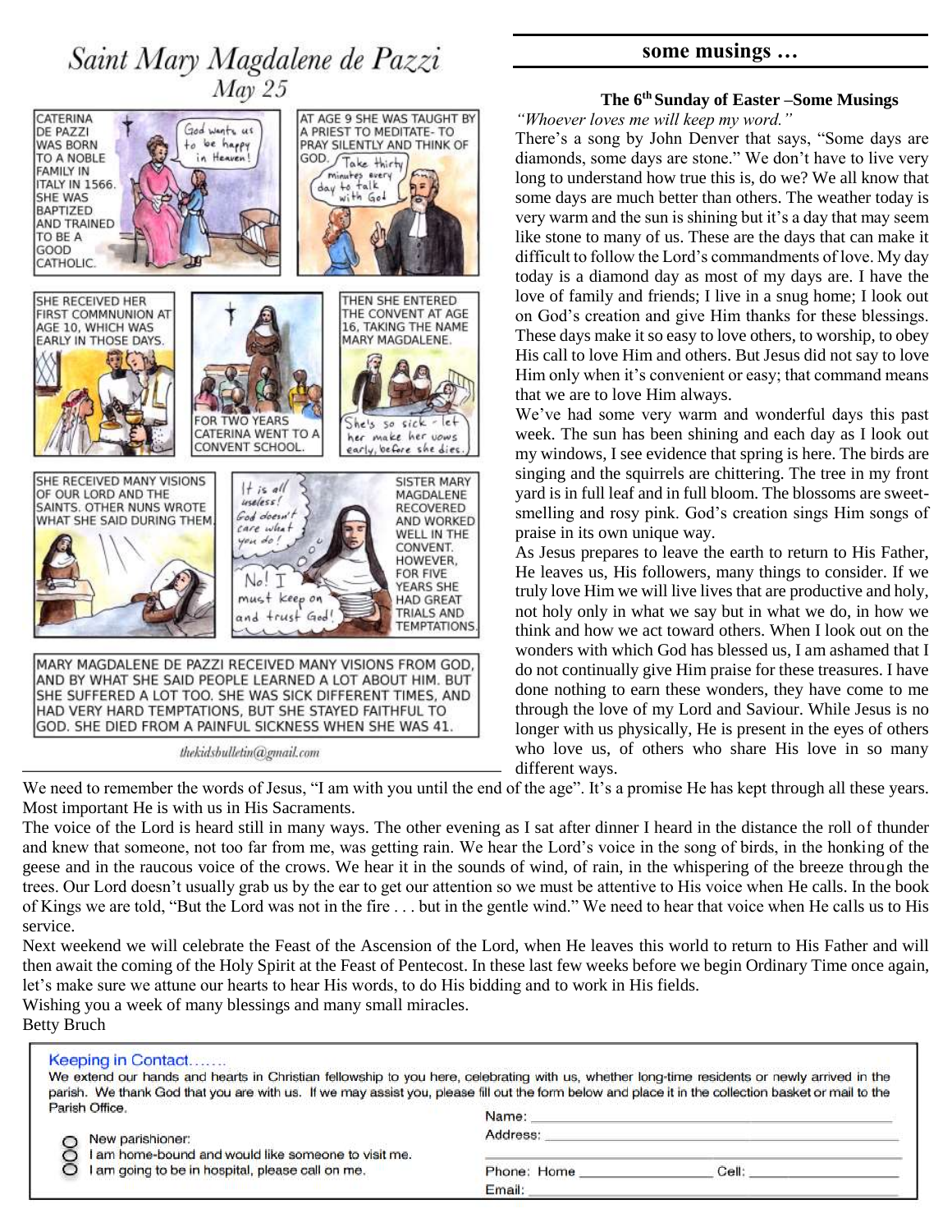# Saint Mary Magdalene de Pazzi

May 25

CATERINA DE PAZZI WAS BORN TO A NOBLE FAMILY IN ITALY IN 1566. SHE WAS BAPTIZED AND TRAINED TO BE A GOOD CATHOLIC.

God wants us to be happy in Heaven!

AT AGE 9 SHE WAS TAUGHT BY A PRIEST TO MEDITATE- TO PRAY SILENTLY AND THINK OF GOD.

Take thirty minutes every day to talk with God

SHE RECEIVED HER FIRST COMMNUNION AT AGE 10, WHICH WAS EARLY IN THOSE DAYS.

FOR TWO YEARS CATERINA WENT TO A CONVENT SCHOOL.

THEN SHE ENTERED THE CONVENT AT AGE 16, TAKING THE NAME MARY MAGDALENE.

She's so sick - let her make her vows early, before she dies.

SHE RECEIVED MANY VISIONS OF OUR LORD AND THE SAINTS. OTHER NUNS WROTE WHAT SHE SAID DURING THEM.

It is all useless! God doesn't care what you do!

No! I must keep on and trust God!

SISTER MARY MAGDALENE RECOVERED AND WORKED WELL IN THE CONVENT. HOWEVER, FOR FIVE YEARS SHE HAD GREAT TRIALS AND TEMPTATIONS.

MARY MAGDALENE DE PAZZI RECEIVED MANY VISIONS FROM GOD, AND BY WHAT SHE SAID PEOPLE LEARNED A LOT ABOUT HIM. BUT SHE SUFFERED A LOT TOO. SHE WAS SICK DIFFERENT TIMES, AND HAD VERY HARD TEMPTATIONS, BUT SHE STAYED FAITHFUL TO GOD. SHE DIED FROM A PAINFUL SICKNESS WHEN SHE WAS 41.

thekidsbulletin@gmail.com

## some musings …

### The 6th Sunday of Easter –Some Musings

*"Whoever loves me will keep my word."*

There's a song by John Denver that says, "Some days are diamonds, some days are stone." We don't have to live very long to understand how true this is, do we? We all know that some days are much better than others. The weather today is very warm and the sun is shining but it's a day that may seem like stone to many of us. These are the days that can make it difficult to follow the Lord's commandments of love. My day today is a diamond day as most of my days are. I have the love of family and friends; I live in a snug home; I look out on God's creation and give Him thanks for these blessings. These days make it so easy to love others, to worship, to obey His call to love Him and others. But Jesus did not say to love Him only when it's convenient or easy; that command means that we are to love Him always.

We've had some very warm and wonderful days this past week. The sun has been shining and each day as I look out my windows, I see evidence that spring is here. The birds are singing and the squirrels are chittering. The tree in my front yard is in full leaf and in full bloom. The blossoms are sweet-smelling and rosy pink. God's creation sings Him songs of praise in its own unique way.

As Jesus prepares to leave the earth to return to His Father, He leaves us, His followers, many things to consider. If we truly love Him we will live lives that are productive and holy, not holy only in what we say but in what we do, in how we think and how we act toward others. When I look out on the wonders with which God has blessed us, I am ashamed that I do not continually give Him praise for these treasures. I have done nothing to earn these wonders, they have come to me through the love of my Lord and Saviour. While Jesus is no longer with us physically, He is present in the eyes of others who love us, of others who share His love in so many different ways.

We need to remember the words of Jesus, "I am with you until the end of the age". It's a promise He has kept through all these years. Most important He is with us in His Sacraments.

The voice of the Lord is heard still in many ways. The other evening as I sat after dinner I heard in the distance the roll of thunder and knew that someone, not too far from me, was getting rain. We hear the Lord's voice in the song of birds, in the honking of the geese and in the raucous voice of the crows. We hear it in the sounds of wind, of rain, in the whispering of the breeze through the trees. Our Lord doesn't usually grab us by the ear to get our attention so we must be attentive to His voice when He calls. In the book of Kings we are told, "But the Lord was not in the fire . . . but in the gentle wind." We need to hear that voice when He calls us to His service.

Next weekend we will celebrate the Feast of the Ascension of the Lord, when He leaves this world to return to His Father and will then await the coming of the Holy Spirit at the Feast of Pentecost. In these last few weeks before we begin Ordinary Time once again, let's make sure we attune our hearts to hear His words, to do His bidding and to work in His fields.

Wishing you a week of many blessings and many small miracles.

Betty Bruch

### Keeping in Contact…….

We extend our hands and hearts in Christian fellowship to you here, celebrating with us, whether long-time residents or newly arrived in the parish. We thank God that you are with us. If we may assist you, please fill out the form below and place it in the collection basket or mail to the Parish Office.

- ○ New parishioner:
- ○ I am home-bound and would like someone to visit me.
- ○ I am going to be in hospital, please call on me.

Name: ____________________

Address: ____________________

Phone: Home ____________ Cell: ____________

Email: ____________________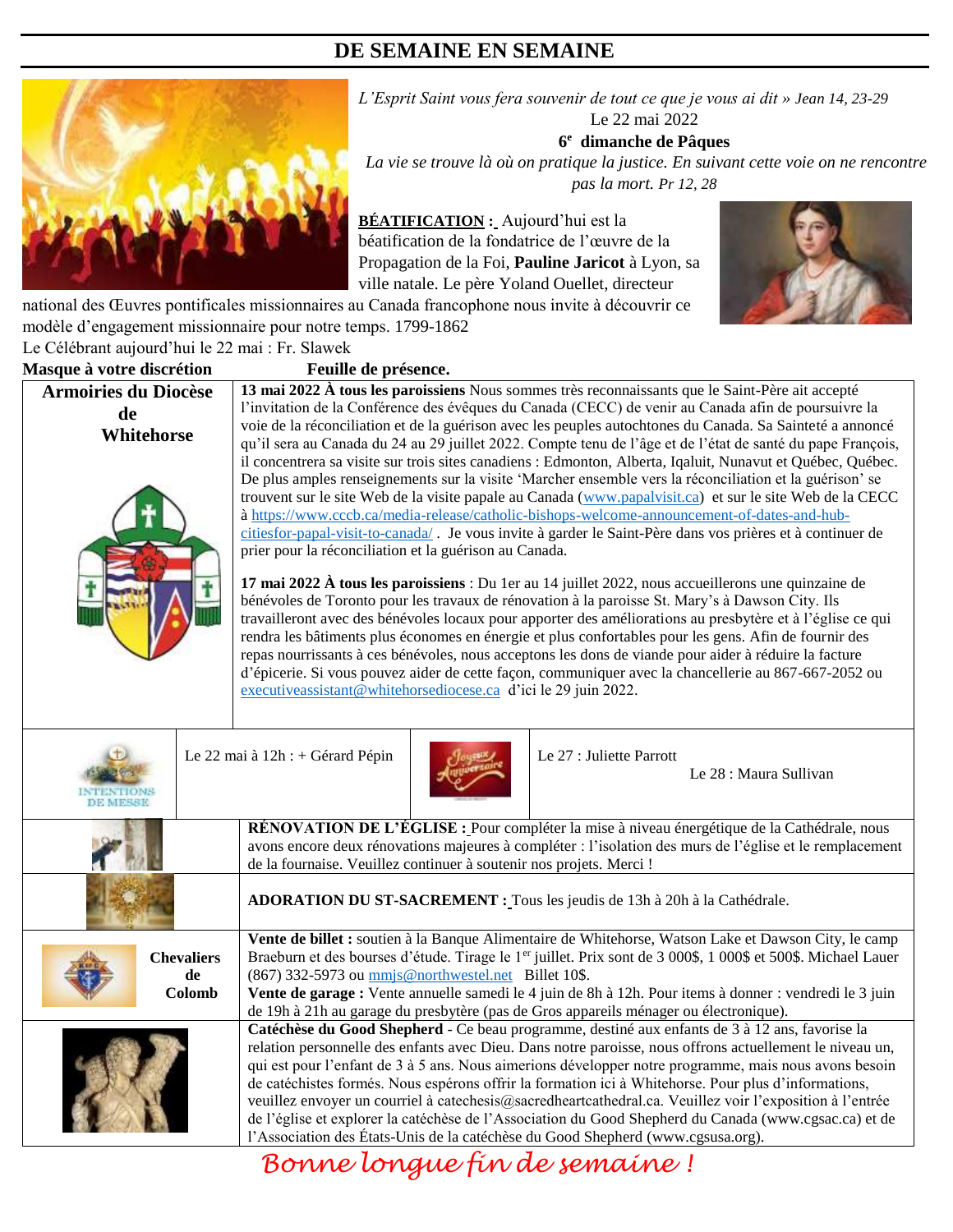# DE SEMAINE EN SEMAINE

*L'Esprit Saint vous fera souvenir de tout ce que je vous ai dit » Jean 14, 23-29*

Le 22 mai 2022

**6e dimanche de Pâques**

*La vie se trouve là où on pratique la justice. En suivant cette voie on ne rencontre pas la mort. Pr 12, 28*

**BÉATIFICATION :** Aujourd'hui est la béatification de la fondatrice de l'œuvre de la Propagation de la Foi, **Pauline Jaricot** à Lyon, sa ville natale. Le père Yoland Ouellet, directeur national des Œuvres pontificales missionnaires au Canada francophone nous invite à découvrir ce modèle d'engagement missionnaire pour notre temps. 1799-1862

Le Célébrant aujourd'hui le 22 mai : Fr. Slawek

**Masque à votre discrétion** **Feuille de présence.**

**Armoiries du Diocèse de Whitehorse**

**13 mai 2022 À tous les paroissiens** Nous sommes très reconnaissants que le Saint-Père ait accepté l'invitation de la Conférence des évêques du Canada (CECC) de venir au Canada afin de poursuivre la voie de la réconciliation et de la guérison avec les peuples autochtones du Canada. Sa Sainteté a annoncé qu'il sera au Canada du 24 au 29 juillet 2022. Compte tenu de l'âge et de l'état de santé du pape François, il concentrera sa visite sur trois sites canadiens : Edmonton, Alberta, Iqaluit, Nunavut et Québec, Québec. De plus amples renseignements sur la visite 'Marcher ensemble vers la réconciliation et la guérison' se trouvent sur le site Web de la visite papale au Canada (www.papalvisit.ca) et sur le site Web de la CECC à https://www.cccb.ca/media-release/catholic-bishops-welcome-announcement-of-dates-and-hub-citiesfor-papal-visit-to-canada/ . Je vous invite à garder le Saint-Père dans vos prières et à continuer de prier pour la réconciliation et la guérison au Canada.

**17 mai 2022 À tous les paroissiens** : Du 1er au 14 juillet 2022, nous accueillerons une quinzaine de bénévoles de Toronto pour les travaux de rénovation à la paroisse St. Mary's à Dawson City. Ils travailleront avec des bénévoles locaux pour apporter des améliorations au presbytère et à l'église ce qui rendra les bâtiments plus économes en énergie et plus confortables pour les gens. Afin de fournir des repas nourrissants à ces bénévoles, nous acceptons les dons de viande pour aider à réduire la facture d'épicerie. Si vous pouvez aider de cette façon, communiquer avec la chancellerie au 867-667-2052 ou executiveassistant@whitehorsediocese.ca d'ici le 29 juin 2022.

INTENTIONS DE MESSE — Le 22 mai à 12h : + Gérard Pépin

Joyeux Anniversaire — Le 27 : Juliette Parrott; Le 28 : Maura Sullivan

**RÉNOVATION DE L'ÉGLISE :** Pour compléter la mise à niveau énergétique de la Cathédrale, nous avons encore deux rénovations majeures à compléter : l'isolation des murs de l'église et le remplacement de la fournaise. Veuillez continuer à soutenir nos projets. Merci !

**ADORATION DU ST-SACREMENT :** Tous les jeudis de 13h à 20h à la Cathédrale.

**Chevaliers de Colomb**

**Vente de billet :** soutien à la Banque Alimentaire de Whitehorse, Watson Lake et Dawson City, le camp Braeburn et des bourses d'étude. Tirage le 1er juillet. Prix sont de 3 000$, 1 000$ et 500$. Michael Lauer (867) 332-5973 ou mmjs@northwestel.net Billet 10$.

**Vente de garage :** Vente annuelle samedi le 4 juin de 8h à 12h. Pour items à donner : vendredi le 3 juin de 19h à 21h au garage du presbytère (pas de Gros appareils ménager ou électronique).

**Catéchèse du Good Shepherd** - Ce beau programme, destiné aux enfants de 3 à 12 ans, favorise la relation personnelle des enfants avec Dieu. Dans notre paroisse, nous offrons actuellement le niveau un, qui est pour l'enfant de 3 à 5 ans. Nous aimerions développer notre programme, mais nous avons besoin de catéchistes formés. Nous espérons offrir la formation ici à Whitehorse. Pour plus d'informations, veuillez envoyer un courriel à catechesis@sacredheartcathedral.ca. Veuillez voir l'exposition à l'entrée de l'église et explorer la catéchèse de l'Association du Good Shepherd du Canada (www.cgsac.ca) et de l'Association des États-Unis de la catéchèse du Good Shepherd (www.cgsusa.org).

*Bonne longue fin de semaine !*